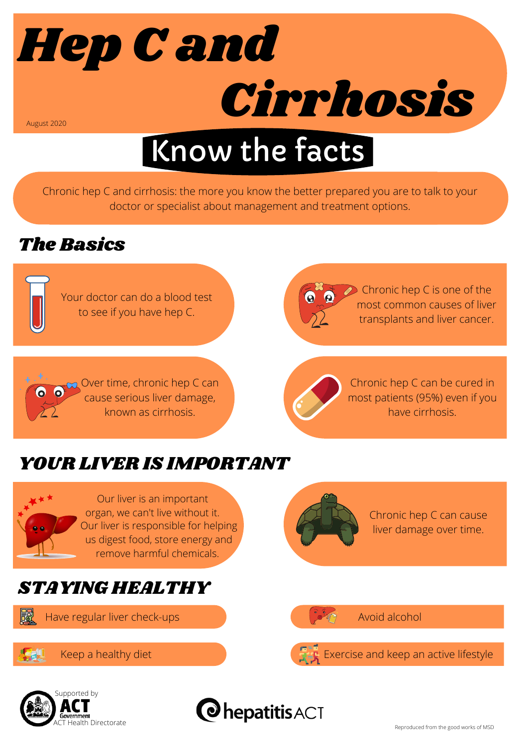# Hep C and Cirrhosis

August 2020

## Know the facts

Chronic hep C and cirrhosis: the more you know the better prepared you are to talk to your doctor or specialist about management and treatment options.

## The Basics

Your doctor can do a blood test to see if you have hep C.

Chronic hep C is one of the most common causes of liver transplants and liver cancer.

Over time, chronic hep C can cause serious liver damage, known as cirrhosis.

Chronic hep C can be cured in most patients (95%) even if you have cirrhosis.

## YOUR LIVER IS IMPORTANT

Our liver is an important organ, we can't live without it. Our liver is responsible for helping us digest food, store energy and remove harmful chemicals.

Chronic hep C can cause liver damage over time.

## STAYING HEALTHY

- Have regular liver check-ups
- Avoid alcohol
- Keep a healthy diet
- Exercise and keep an active lifestyle

Supported by ACT Government ACT Health Directorate

hepatitis ACT

Reproduced from the good works of MSD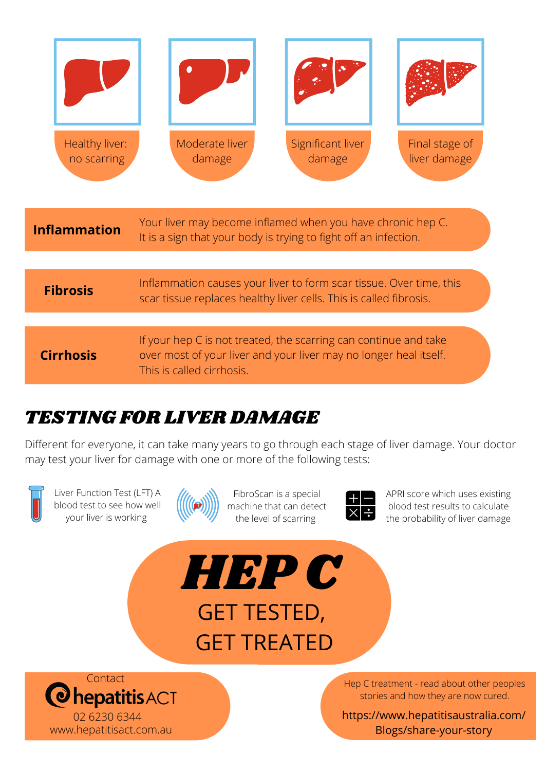Healthy liver: no scarring

Moderate liver damage

Significant liver damage

Final stage of liver damage

| | |
|---|---|
| **Inflammation** | Your liver may become inflamed when you have chronic hep C. It is a sign that your body is trying to fight off an infection. |
| **Fibrosis** | Inflammation causes your liver to form scar tissue. Over time, this scar tissue replaces healthy liver cells. This is called fibrosis. |
| **Cirrhosis** | If your hep C is not treated, the scarring can continue and take over most of your liver and your liver may no longer heal itself. This is called cirrhosis. |

## *TESTING FOR LIVER DAMAGE*

Different for everyone, it can take many years to go through each stage of liver damage. Your doctor may test your liver for damage with one or more of the following tests:

- Liver Function Test (LFT) A blood test to see how well your liver is working
- FibroScan is a special machine that can detect the level of scarring
- APRI score which uses existing blood test results to calculate the probability of liver damage

# *HEP C*

## GET TESTED, GET TREATED

Contact
hepatitis ACT
02 6230 6344
www.hepatitisact.com.au

Hep C treatment - read about other peoples stories and how they are now cured.

https://www.hepatitisaustralia.com/Blogs/share-your-story